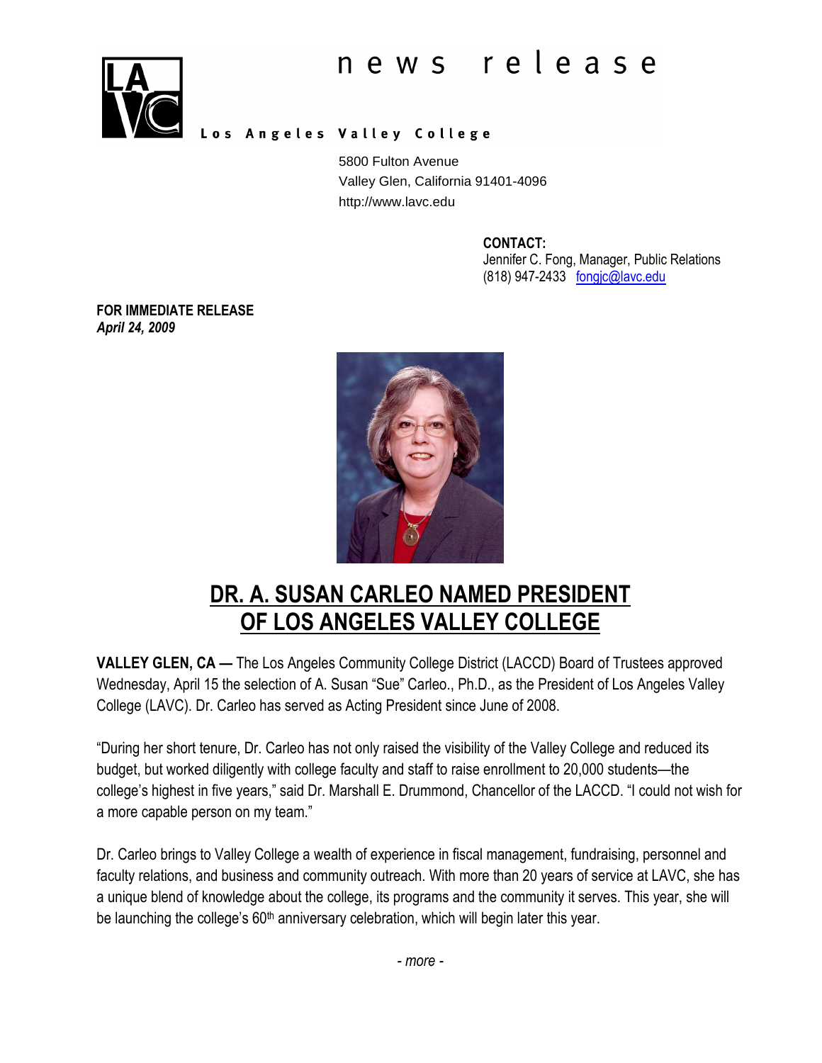# news release

**Los Angeles Valley College**

5800 Fulton Avenue
Valley Glen, California 91401-4096
http://www.lavc.edu

**CONTACT:**
Jennifer C. Fong, Manager, Public Relations
(818) 947-2433 fongjc@lavc.edu

**FOR IMMEDIATE RELEASE**
***April 24, 2009***

## DR. A. SUSAN CARLEO NAMED PRESIDENT OF LOS ANGELES VALLEY COLLEGE

**VALLEY GLEN, CA —** The Los Angeles Community College District (LACCD) Board of Trustees approved Wednesday, April 15 the selection of A. Susan "Sue" Carleo., Ph.D., as the President of Los Angeles Valley College (LAVC). Dr. Carleo has served as Acting President since June of 2008.

"During her short tenure, Dr. Carleo has not only raised the visibility of the Valley College and reduced its budget, but worked diligently with college faculty and staff to raise enrollment to 20,000 students—the college's highest in five years," said Dr. Marshall E. Drummond, Chancellor of the LACCD. "I could not wish for a more capable person on my team."

Dr. Carleo brings to Valley College a wealth of experience in fiscal management, fundraising, personnel and faculty relations, and business and community outreach. With more than 20 years of service at LAVC, she has a unique blend of knowledge about the college, its programs and the community it serves. This year, she will be launching the college's 60th anniversary celebration, which will begin later this year.

*- more -*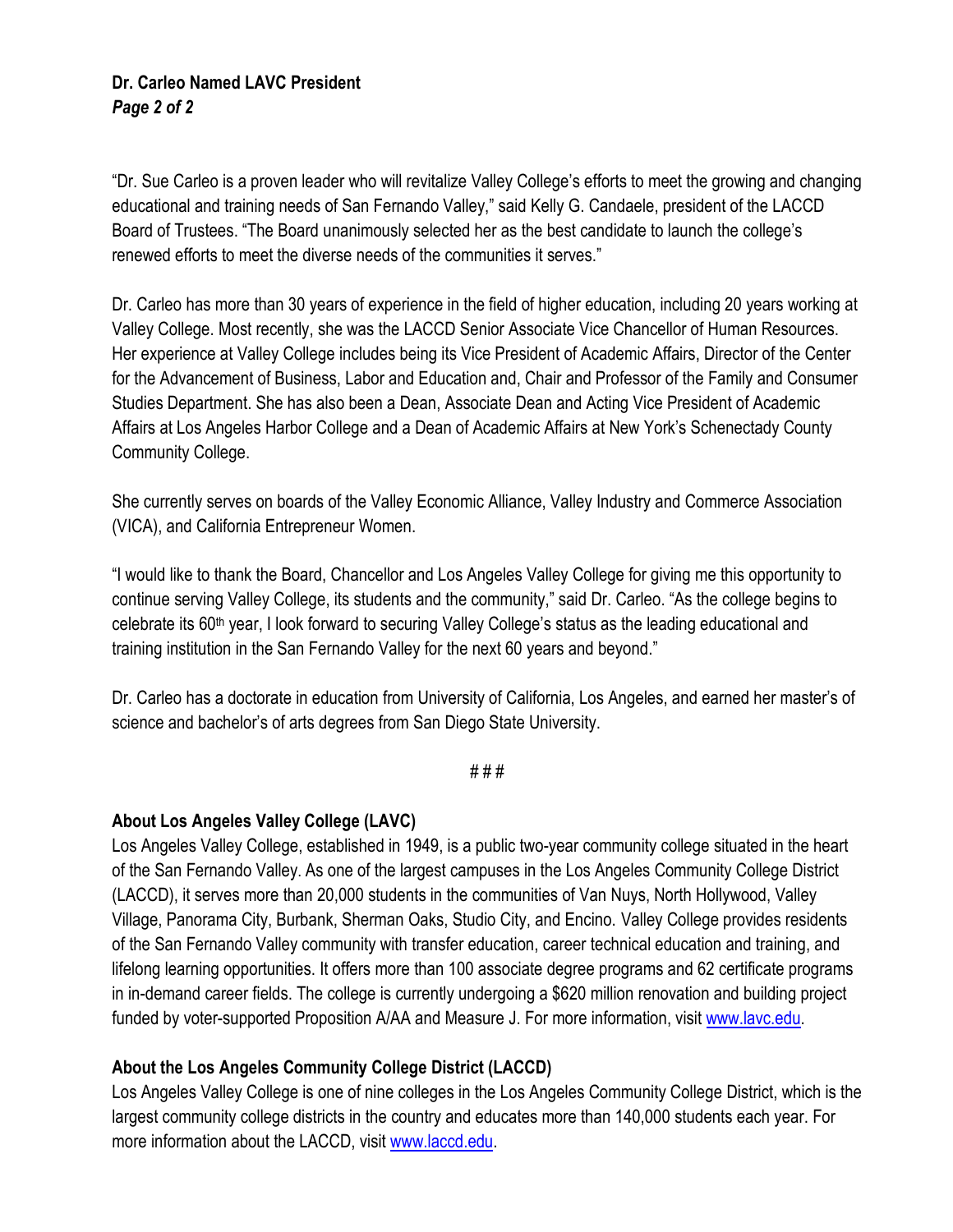"Dr. Sue Carleo is a proven leader who will revitalize Valley College's efforts to meet the growing and changing educational and training needs of San Fernando Valley," said Kelly G. Candaele, president of the LACCD Board of Trustees. "The Board unanimously selected her as the best candidate to launch the college's renewed efforts to meet the diverse needs of the communities it serves."

Dr. Carleo has more than 30 years of experience in the field of higher education, including 20 years working at Valley College. Most recently, she was the LACCD Senior Associate Vice Chancellor of Human Resources. Her experience at Valley College includes being its Vice President of Academic Affairs, Director of the Center for the Advancement of Business, Labor and Education and, Chair and Professor of the Family and Consumer Studies Department. She has also been a Dean, Associate Dean and Acting Vice President of Academic Affairs at Los Angeles Harbor College and a Dean of Academic Affairs at New York's Schenectady County Community College.

She currently serves on boards of the Valley Economic Alliance, Valley Industry and Commerce Association (VICA), and California Entrepreneur Women.

"I would like to thank the Board, Chancellor and Los Angeles Valley College for giving me this opportunity to continue serving Valley College, its students and the community," said Dr. Carleo. "As the college begins to celebrate its 60th year, I look forward to securing Valley College's status as the leading educational and training institution in the San Fernando Valley for the next 60 years and beyond."

Dr. Carleo has a doctorate in education from University of California, Los Angeles, and earned her master's of science and bachelor's of arts degrees from San Diego State University.

# # #

**About Los Angeles Valley College (LAVC)**

Los Angeles Valley College, established in 1949, is a public two-year community college situated in the heart of the San Fernando Valley. As one of the largest campuses in the Los Angeles Community College District (LACCD), it serves more than 20,000 students in the communities of Van Nuys, North Hollywood, Valley Village, Panorama City, Burbank, Sherman Oaks, Studio City, and Encino. Valley College provides residents of the San Fernando Valley community with transfer education, career technical education and training, and lifelong learning opportunities. It offers more than 100 associate degree programs and 62 certificate programs in in-demand career fields. The college is currently undergoing a $620 million renovation and building project funded by voter-supported Proposition A/AA and Measure J. For more information, visit www.lavc.edu.

**About the Los Angeles Community College District (LACCD)**

Los Angeles Valley College is one of nine colleges in the Los Angeles Community College District, which is the largest community college districts in the country and educates more than 140,000 students each year. For more information about the LACCD, visit www.laccd.edu.